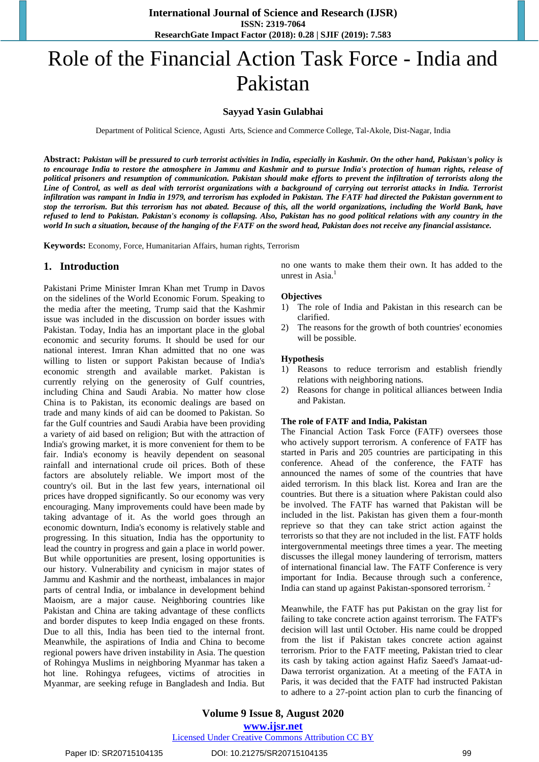# Role of the Financial Action Task Force - India and Pakistan

**Sayyad Yasin Gulabhai**

Department of Political Science, Agusti Arts, Science and Commerce College, Tal-Akole, Dist-Nagar, India

**Abstract:** ***Pakistan will be pressured to curb terrorist activities in India, especially in Kashmir. On the other hand, Pakistan's policy is to encourage India to restore the atmosphere in Jammu and Kashmir and to pursue India's protection of human rights, release of political prisoners and resumption of communication. Pakistan should make efforts to prevent the infiltration of terrorists along the Line of Control, as well as deal with terrorist organizations with a background of carrying out terrorist attacks in India. Terrorist infiltration was rampant in India in 1979, and terrorism has exploded in Pakistan. The FATF had directed the Pakistan government to stop the terrorism. But this terrorism has not abated. Because of this, all the world organizations, including the World Bank, have refused to lend to Pakistan. Pakistan's economy is collapsing. Also, Pakistan has no good political relations with any country in the world In such a situation, because of the hanging of the FATF on the sword head, Pakistan does not receive any financial assistance.***

**Keywords:** Economy, Force, Humanitarian Affairs, human rights, Terrorism

## 1. Introduction

Pakistani Prime Minister Imran Khan met Trump in Davos on the sidelines of the World Economic Forum. Speaking to the media after the meeting, Trump said that the Kashmir issue was included in the discussion on border issues with Pakistan. Today, India has an important place in the global economic and security forums. It should be used for our national interest. Imran Khan admitted that no one was willing to listen or support Pakistan because of India's economic strength and available market. Pakistan is currently relying on the generosity of Gulf countries, including China and Saudi Arabia. No matter how close China is to Pakistan, its economic dealings are based on trade and many kinds of aid can be doomed to Pakistan. So far the Gulf countries and Saudi Arabia have been providing a variety of aid based on religion; But with the attraction of India's growing market, it is more convenient for them to be fair. India's economy is heavily dependent on seasonal rainfall and international crude oil prices. Both of these factors are absolutely reliable. We import most of the country's oil. But in the last few years, international oil prices have dropped significantly. So our economy was very encouraging. Many improvements could have been made by taking advantage of it. As the world goes through an economic downturn, India's economy is relatively stable and progressing. In this situation, India has the opportunity to lead the country in progress and gain a place in world power. But while opportunities are present, losing opportunities is our history. Vulnerability and cynicism in major states of Jammu and Kashmir and the northeast, imbalances in major parts of central India, or imbalance in development behind Maoism, are a major cause. Neighbouring countries like Pakistan and China are taking advantage of these conflicts and border disputes to keep India engaged on these fronts. Due to all this, India has been tied to the internal front. Meanwhile, the aspirations of India and China to become regional powers have driven instability in Asia. The question of Rohingya Muslims in neighboring Myanmar has taken a hot line. Rohingya refugees, victims of atrocities in Myanmar, are seeking refuge in Bangladesh and India. But no one wants to make them their own. It has added to the unrest in Asia.[1]

### Objectives

1) The role of India and Pakistan in this research can be clarified.
2) The reasons for the growth of both countries' economies will be possible.

### Hypothesis

1) Reasons to reduce terrorism and establish friendly relations with neighboring nations.
2) Reasons for change in political alliances between India and Pakistan.

### The role of FATF and India, Pakistan

The Financial Action Task Force (FATF) oversees those who actively support terrorism. A conference of FATF has started in Paris and 205 countries are participating in this conference. Ahead of the conference, the FATF has announced the names of some of the countries that have aided terrorism. In this black list. Korea and Iran are the countries. But there is a situation where Pakistan could also be involved. The FATF has warned that Pakistan will be included in the list. Pakistan has given them a four-month reprieve so that they can take strict action against the terrorists so that they are not included in the list. FATF holds intergovernmental meetings three times a year. The meeting discusses the illegal money laundering of terrorism, matters of international financial law. The FATF Conference is very important for India. Because through such a conference, India can stand up against Pakistan-sponsored terrorism. [2]

Meanwhile, the FATF has put Pakistan on the gray list for failing to take concrete action against terrorism. The FATF's decision will last until October. His name could be dropped from the list if Pakistan takes concrete action against terrorism. Prior to the FATF meeting, Pakistan tried to clear its cash by taking action against Hafiz Saeed's Jamaat-ud-Dawa terrorist organization. At a meeting of the FATA in Paris, it was decided that the FATF had instructed Pakistan to adhere to a 27-point action plan to curb the financing of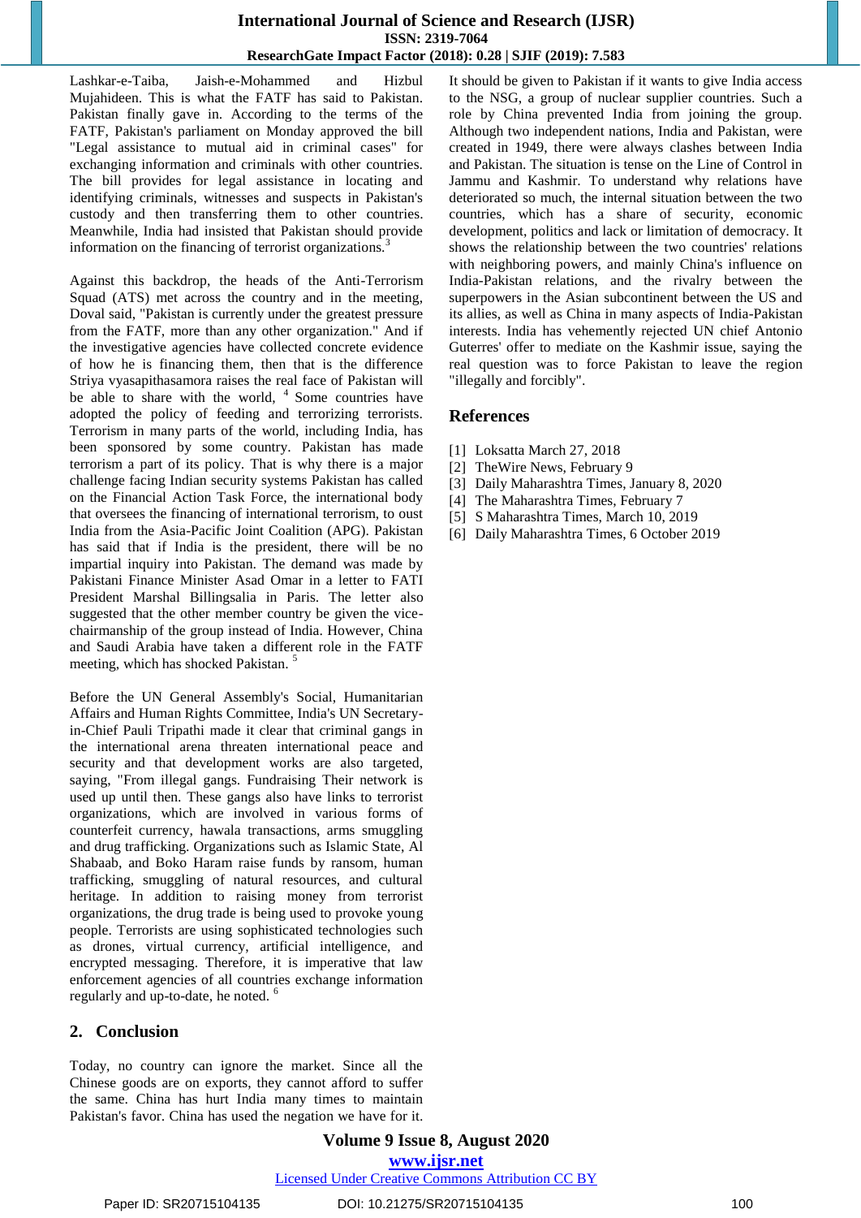Lashkar-e-Taiba, Jaish-e-Mohammed and Hizbul Mujahideen. This is what the FATF has said to Pakistan. Pakistan finally gave in. According to the terms of the FATF, Pakistan's parliament on Monday approved the bill "Legal assistance to mutual aid in criminal cases" for exchanging information and criminals with other countries. The bill provides for legal assistance in locating and identifying criminals, witnesses and suspects in Pakistan's custody and then transferring them to other countries. Meanwhile, India had insisted that Pakistan should provide information on the financing of terrorist organizations.[3]

Against this backdrop, the heads of the Anti-Terrorism Squad (ATS) met across the country and in the meeting, Doval said, "Pakistan is currently under the greatest pressure from the FATF, more than any other organization." And if the investigative agencies have collected concrete evidence of how he is financing them, then that is the difference Striya vyasapithasamora raises the real face of Pakistan will be able to share with the world, [4] Some countries have adopted the policy of feeding and terrorizing terrorists. Terrorism in many parts of the world, including India, has been sponsored by some country. Pakistan has made terrorism a part of its policy. That is why there is a major challenge facing Indian security systems Pakistan has called on the Financial Action Task Force, the international body that oversees the financing of international terrorism, to oust India from the Asia-Pacific Joint Coalition (APG). Pakistan has said that if India is the president, there will be no impartial inquiry into Pakistan. The demand was made by Pakistani Finance Minister Asad Omar in a letter to FATI President Marshal Billingsalia in Paris. The letter also suggested that the other member country be given the vice-chairmanship of the group instead of India. However, China and Saudi Arabia have taken a different role in the FATF meeting, which has shocked Pakistan. [5]

Before the UN General Assembly's Social, Humanitarian Affairs and Human Rights Committee, India's UN Secretary-in-Chief Pauli Tripathi made it clear that criminal gangs in the international arena threaten international peace and security and that development works are also targeted, saying, "From illegal gangs. Fundraising Their network is used up until then. These gangs also have links to terrorist organizations, which are involved in various forms of counterfeit currency, hawala transactions, arms smuggling and drug trafficking. Organizations such as Islamic State, Al Shabaab, and Boko Haram raise funds by ransom, human trafficking, smuggling of natural resources, and cultural heritage. In addition to raising money from terrorist organizations, the drug trade is being used to provoke young people. Terrorists are using sophisticated technologies such as drones, virtual currency, artificial intelligence, and encrypted messaging. Therefore, it is imperative that law enforcement agencies of all countries exchange information regularly and up-to-date, he noted. [6]

## 2. Conclusion

Today, no country can ignore the market. Since all the Chinese goods are on exports, they cannot afford to suffer the same. China has hurt India many times to maintain Pakistan's favor. China has used the negation we have for it. It should be given to Pakistan if it wants to give India access to the NSG, a group of nuclear supplier countries. Such a role by China prevented India from joining the group. Although two independent nations, India and Pakistan, were created in 1949, there were always clashes between India and Pakistan. The situation is tense on the Line of Control in Jammu and Kashmir. To understand why relations have deteriorated so much, the internal situation between the two countries, which has a share of security, economic development, politics and lack or limitation of democracy. It shows the relationship between the two countries' relations with neighboring powers, and mainly China's influence on India-Pakistan relations, and the rivalry between the superpowers in the Asian subcontinent between the US and its allies, as well as China in many aspects of India-Pakistan interests. India has vehemently rejected UN chief Antonio Guterres' offer to mediate on the Kashmir issue, saying the real question was to force Pakistan to leave the region "illegally and forcibly".

## References

[1] Loksatta March 27, 2018
[2] TheWire News, February 9
[3] Daily Maharashtra Times, January 8, 2020
[4] The Maharashtra Times, February 7
[5] S Maharashtra Times, March 10, 2019
[6] Daily Maharashtra Times, 6 October 2019